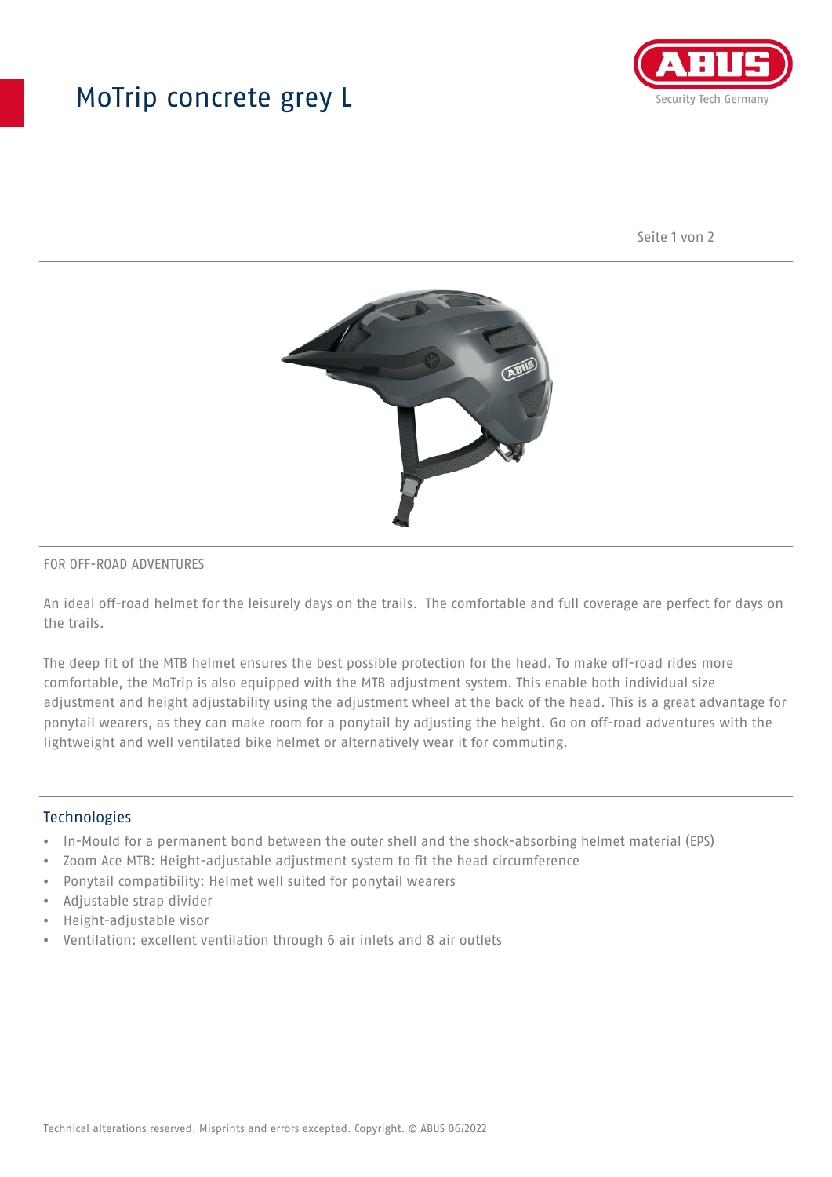# MoTrip concrete grey L

FOR OFF-ROAD ADVENTURES

An ideal off-road helmet for the leisurely days on the trails.  The comfortable and full coverage are perfect for days on the trails.

The deep fit of the MTB helmet ensures the best possible protection for the head. To make off-road rides more comfortable, the MoTrip is also equipped with the MTB adjustment system. This enable both individual size adjustment and height adjustability using the adjustment wheel at the back of the head. This is a great advantage for ponytail wearers, as they can make room for a ponytail by adjusting the height. Go on off-road adventures with the lightweight and well ventilated bike helmet or alternatively wear it for commuting.

## Technologies

- In-Mould for a permanent bond between the outer shell and the shock-absorbing helmet material (EPS)
- Zoom Ace MTB: Height-adjustable adjustment system to fit the head circumference
- Ponytail compatibility: Helmet well suited for ponytail wearers
- Adjustable strap divider
- Height-adjustable visor
- Ventilation: excellent ventilation through 6 air inlets and 8 air outlets

Technical alterations reserved. Misprints and errors excepted. Copyright. © ABUS 06/2022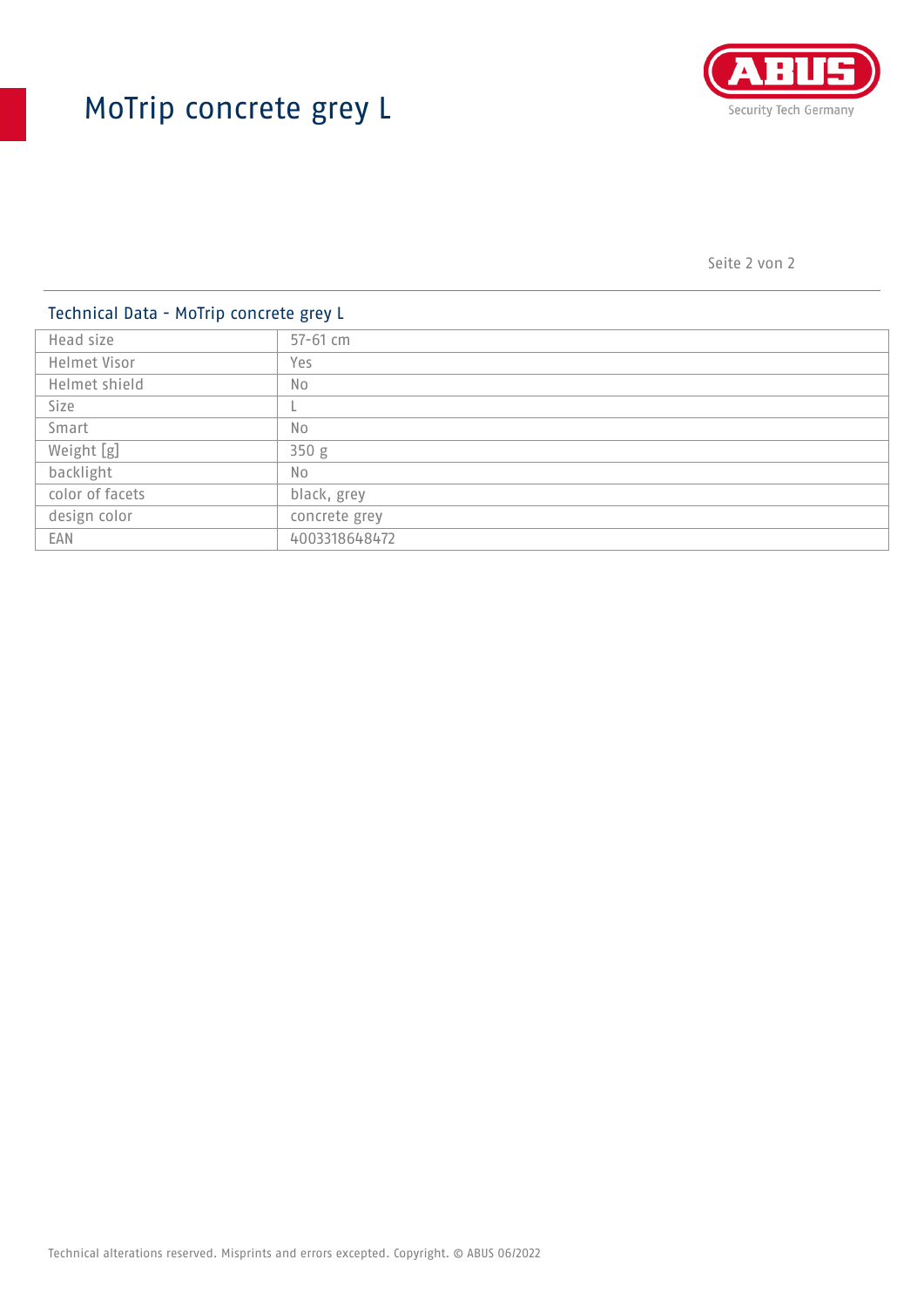# MoTrip concrete grey L

## Technical Data - MoTrip concrete grey L

| | |
|---|---|
| Head size | 57-61 cm |
| Helmet Visor | Yes |
| Helmet shield | No |
| Size | L |
| Smart | No |
| Weight [g] | 350 g |
| backlight | No |
| color of facets | black, grey |
| design color | concrete grey |
| EAN | 4003318648472 |

Technical alterations reserved. Misprints and errors excepted. Copyright. © ABUS 06/2022